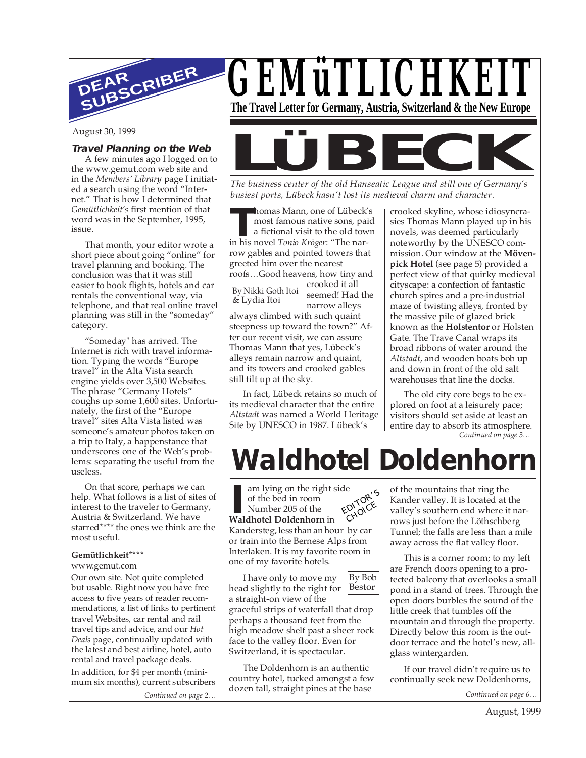# GEMüTLICHKEIT

**The Travel Letter for Germany, Austria, Switzerland & the New Europe**

## DEAR SUBSCRIBER

August 30, 1999

### *Travel Planning on the Web*

A few minutes ago I logged on to the www.gemut.com web site and in the *Members' Library* page I initiated a search using the word "Internet." That is how I determined that *Gemütlichkeit's* first mention of that word was in the September, 1995, issue.

That month, your editor wrote a short piece about going "online" for travel planning and booking. The conclusion was that it was still easier to book flights, hotels and car rentals the conventional way, via telephone, and that real online travel planning was still in the "someday" category.

"Someday" has arrived. The Internet is rich with travel information. Typing the words "Europe travel" in the Alta Vista search engine yields over 3,500 Websites. The phrase "Germany Hotels" coughs up some 1,600 sites. Unfortunately, the first of the "Europe travel" sites Alta Vista listed was someone's amateur photos taken on a trip to Italy, a happenstance that underscores one of the Web's problems: separating the useful from the useless.

On that score, perhaps we can help. What follows is a list of sites of interest to the traveler to Germany, Austria & Switzerland. We have starred**** the ones we think are the most useful.

**Gemütlichkeit******
www.gemut.com
Our own site. Not quite completed but usable. Right now you have free access to five years of reader recommendations, a list of links to pertinent travel Websites, car rental and rail travel tips and advice, and our *Hot Deals* page, continually updated with the latest and best airline, hotel, auto rental and travel package deals.
In addition, for $4 per month (minimum six months), current subscribers

*Continued on page 2…*

# LÜBECK

*The business center of the old Hanseatic League and still one of Germany's busiest ports, Lübeck hasn't lost its medieval charm and character.*

By Nikki Goth Itoi & Lydia Itoi

Thomas Mann, one of Lübeck's most famous native sons, paid a fictional visit to the old town in his novel *Tonio Kröger*: "The narrow gables and pointed towers that greeted him over the nearest roofs…Good heavens, how tiny and crooked it all seemed! Had the narrow alleys always climbed with such quaint steepness up toward the town?" After our recent visit, we can assure Thomas Mann that yes, Lübeck's alleys remain narrow and quaint, and its towers and crooked gables still tilt up at the sky.

In fact, Lübeck retains so much of its medieval character that the entire *Altstadt* was named a World Heritage Site by UNESCO in 1987. Lübeck's crooked skyline, whose idiosyncrasies Thomas Mann played up in his novels, was deemed particularly noteworthy by the UNESCO commission. Our window at the **Mövenpick Hotel** (see page 5) provided a perfect view of that quirky medieval cityscape: a confection of fantastic church spires and a pre-industrial maze of twisting alleys, fronted by the massive pile of glazed brick known as the **Holstentor** or Holsten Gate. The Trave Canal wraps its broad ribbons of water around the *Altstadt*, and wooden boats bob up and down in front of the old salt warehouses that line the docks.

The old city core begs to be explored on foot at a leisurely pace; visitors should set aside at least an entire day to absorb its atmosphere.

*Continued on page 3…*

# Waldhotel Doldenhorn

EDITOR'S CHOICE

By Bob Bestor

I am lying on the right side of the bed in room Number 205 of the **Waldhotel Doldenhorn** in Kandersteg, less than an hour by car or train into the Bernese Alps from Interlaken. It is my favorite room in one of my favorite hotels.

I have only to move my head slightly to the right for a straight-on view of the graceful strips of waterfall that drop perhaps a thousand feet from the high meadow shelf past a sheer rock face to the valley floor. Even for Switzerland, it is spectacular.

The Doldenhorn is an authentic country hotel, tucked amongst a few dozen tall, straight pines at the base of the mountains that ring the Kander valley. It is located at the valley's southern end where it narrows just before the Löthschberg Tunnel; the falls are less than a mile away across the flat valley floor.

This is a corner room; to my left are French doors opening to a protected balcony that overlooks a small pond in a stand of trees. Through the open doors burbles the sound of the little creek that tumbles off the mountain and through the property. Directly below this room is the outdoor terrace and the hotel's new, all-glass wintergarden.

If our travel didn't require us to continually seek new Doldenhorns,

*Continued on page 6…*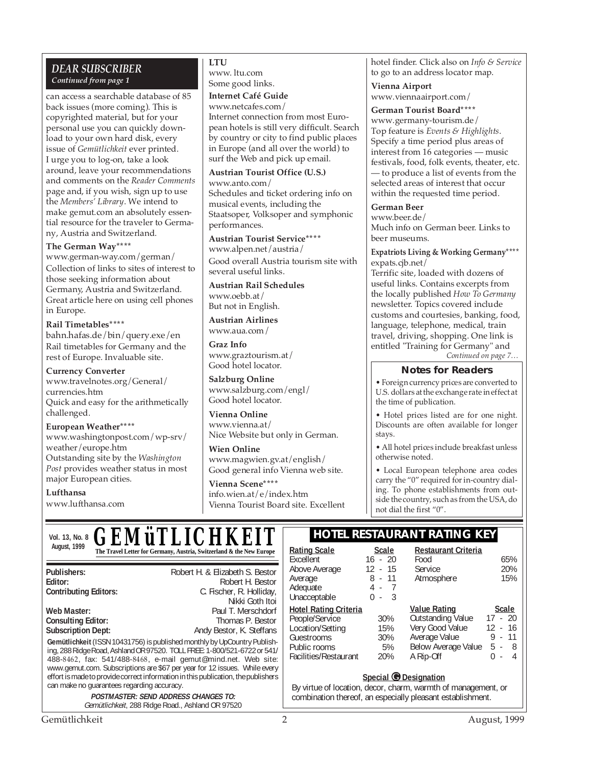## DEAR SUBSCRIBER

*Continued from page 1*

can access a searchable database of 85 back issues (more coming). This is copyrighted material, but for your personal use you can quickly download to your own hard disk, every issue of *Gemütlichkeit* ever printed. I urge you to log-on, take a look around, leave your recommendations and comments on the *Reader Comments* page and, if you wish, sign up to use the *Members' Library*. We intend to make gemut.com an absolutely essential resource for the traveler to Germany, Austria and Switzerland.

**The German Way******
www.german-way.com/german/
Collection of links to sites of interest to those seeking information about Germany, Austria and Switzerland. Great article here on using cell phones in Europe.

**Rail Timetables******
bahn.hafas.de/bin/query.exe/en
Rail timetables for Germany and the rest of Europe. Invaluable site.

**Currency Converter**
www.travelnotes.org/General/currencies.htm
Quick and easy for the arithmetically challenged.

**European Weather******
www.washingtonpost.com/wp-srv/weather/europe.htm
Outstanding site by the *Washington Post* provides weather status in most major European cities.

**Lufthansa**
www.lufthansa.com

**LTU**
www.ltu.com
Some good links.

**Internet Café Guide**
www.netcafes.com/
Internet connection from most European hotels is still very difficult. Search by country or city to find public places in Europe (and all over the world) to surf the Web and pick up email.

**Austrian Tourist Office (U.S.)**
www.anto.com/
Schedules and ticket ordering info on musical events, including the Staatsoper, Volksoper and symphonic performances.

**Austrian Tourist Service******
www.alpen.net/austria/
Good overall Austria tourism site with several useful links.

**Austrian Rail Schedules**
www.oebb.at/
But not in English.

**Austrian Airlines**
www.aua.com/

**Graz Info**
www.graztourism.at/
Good hotel locator.

**Salzburg Online**
www.salzburg.com/engl/
Good hotel locator.

**Vienna Online**
www.vienna.at/
Nice Website but only in German.

**Wien Online**
www.magwien.gv.at/english/
Good general info Vienna web site.

**Vienna Scene******
info.wien.at/e/index.htm
Vienna Tourist Board site. Excellent hotel finder. Click also on *Info & Service* to go to an address locator map.

**Vienna Airport**
www.viennaairport.com/

**German Tourist Board******
www.germany-tourism.de/
Top feature is *Events & Highlights*. Specify a time period plus areas of interest from 16 categories — music festivals, food, folk events, theater, etc. — to produce a list of events from the selected areas of interest that occur within the requested time period.

**German Beer**
www.beer.de/
Much info on German beer. Links to beer museums.

**Expatriots Living & Working Germany******
expats.cjb.net/
Terrific site, loaded with dozens of useful links. Contains excerpts from the locally published *How To Germany* newsletter. Topics covered include customs and courtesies, banking, food, language, telephone, medical, train travel, driving, shopping. One link is entitled "Training for Germany" and

*Continued on page 7…*

### Notes for Readers

- Foreign currency prices are converted to U.S. dollars at the exchange rate in effect at the time of publication.
- Hotel prices listed are for one night. Discounts are often available for longer stays.
- All hotel prices include breakfast unless otherwise noted.
- Local European telephone area codes carry the "0" required for in-country dialing. To phone establishments from outside the country, such as from the USA, do not dial the first "0".

---

**Vol. 13, No. 8**
**August, 1999**

# GEMüTLICHKEIT

**The Travel Letter for Germany, Austria, Switzerland & the New Europe**

| | |
|---|---|
| **Publishers:** | Robert H. & Elizabeth S. Bestor |
| **Editor:** | Robert H. Bestor |
| **Contributing Editors:** | C. Fischer, R. Holliday, Nikki Goth Itoi |
| **Web Master:** | Paul T. Merschdorf |
| **Consulting Editor:** | Thomas P. Bestor |
| **Subscription Dept:** | Andy Bestor, K. Steffans |

**Gemütlichkeit** (ISSN 10431756) is published monthly by UpCountry Publishing, 288 Ridge Road, Ashland OR 97520. TOLL FREE: 1-800/521-6722 or 541/488-8462, fax: 541/488-8468, e-mail gemut@mind.net. Web site: www.gemut.com. Subscriptions are $67 per year for 12 issues. While every effort is made to provide correct information in this publication, the publishers can make no guarantees regarding accuracy.

***POSTMASTER: SEND ADDRESS CHANGES TO:***
*Gemütlichkeit*, 288 Ridge Road., Ashland OR 97520

## HOTEL RESTAURANT RATING KEY

| Rating Scale | Scale |
|---|---|
| Excellent | 16 - 20 |
| Above Average | 12 - 15 |
| Average | 8 - 11 |
| Adequate | 4 - 7 |
| Unacceptable | 0 - 3 |

| Restaurant Criteria | |
|---|---|
| Food | 65% |
| Service | 20% |
| Atmosphere | 15% |

| Hotel Rating Criteria | |
|---|---|
| People/Service | 30% |
| Location/Setting | 15% |
| Guestrooms | 30% |
| Public rooms | 5% |
| Facilities/Restaurant | 20% |

| Value Rating | Scale |
|---|---|
| Outstanding Value | 17 - 20 |
| Very Good Value | 12 - 16 |
| Average Value | 9 - 11 |
| Below Average Value | 5 - 8 |
| A Rip-Off | 0 - 4 |

**Special G Designation**

By virtue of location, decor, charm, warmth of management, or combination thereof, an especially pleasant establishment.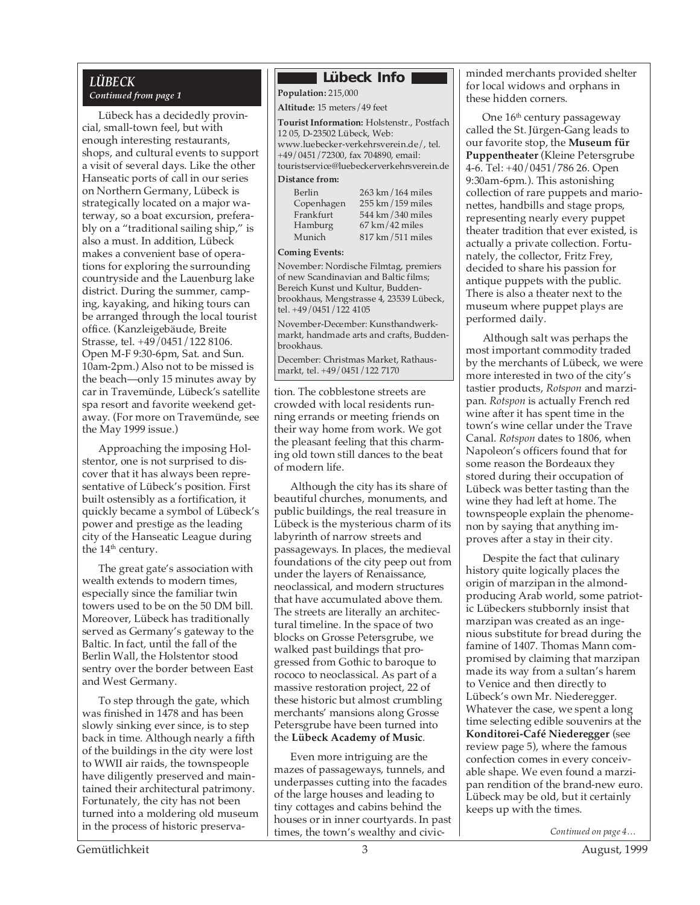## LÜBECK

*Continued from page 1*

Lübeck has a decidedly provincial, small-town feel, but with enough interesting restaurants, shops, and cultural events to support a visit of several days. Like the other Hanseatic ports of call in our series on Northern Germany, Lübeck is strategically located on a major waterway, so a boat excursion, preferably on a "traditional sailing ship," is also a must. In addition, Lübeck makes a convenient base of operations for exploring the surrounding countryside and the Lauenburg lake district. During the summer, camping, kayaking, and hiking tours can be arranged through the local tourist office. (Kanzleigebäude, Breite Strasse, tel. +49/0451/122 8106. Open M-F 9:30-6pm, Sat. and Sun. 10am-2pm.) Also not to be missed is the beach—only 15 minutes away by car in Travemünde, Lübeck's satellite spa resort and favorite weekend getaway. (For more on Travemünde, see the May 1999 issue.)

Approaching the imposing Holstentor, one is not surprised to discover that it has always been representative of Lübeck's position. First built ostensibly as a fortification, it quickly became a symbol of Lübeck's power and prestige as the leading city of the Hanseatic League during the 14th century.

The great gate's association with wealth extends to modern times, especially since the familiar twin towers used to be on the 50 DM bill. Moreover, Lübeck has traditionally served as Germany's gateway to the Baltic. In fact, until the fall of the Berlin Wall, the Holstentor stood sentry over the border between East and West Germany.

To step through the gate, which was finished in 1478 and has been slowly sinking ever since, is to step back in time. Although nearly a fifth of the buildings in the city were lost to WWII air raids, the townspeople have diligently preserved and maintained their architectural patrimony. Fortunately, the city has not been turned into a moldering old museum in the process of historic preservation. The cobblestone streets are crowded with local residents running errands or meeting friends on their way home from work. We got the pleasant feeling that this charming old town still dances to the beat of modern life.

Although the city has its share of beautiful churches, monuments, and public buildings, the real treasure in Lübeck is the mysterious charm of its labyrinth of narrow streets and passageways. In places, the medieval foundations of the city peep out from under the layers of Renaissance, neoclassical, and modern structures that have accumulated above them. The streets are literally an architectural timeline. In the space of two blocks on Grosse Petersgrube, we walked past buildings that progressed from Gothic to baroque to rococo to neoclassical. As part of a massive restoration project, 22 of these historic but almost crumbling merchants' mansions along Grosse Petersgrube have been turned into the **Lübeck Academy of Music**.

Even more intriguing are the mazes of passageways, tunnels, and underpasses cutting into the facades of the large houses and leading to tiny cottages and cabins behind the houses or in inner courtyards. In past times, the town's wealthy and civic-minded merchants provided shelter for local widows and orphans in these hidden corners.

One 16th century passageway called the St. Jürgen-Gang leads to our favorite stop, the **Museum für Puppentheater** (Kleine Petersgrube 4-6. Tel: +40/0451/786 26. Open 9:30am-6pm.). This astonishing collection of rare puppets and marionettes, handbills and stage props, representing nearly every puppet theater tradition that ever existed, is actually a private collection. Fortunately, the collector, Fritz Frey, decided to share his passion for antique puppets with the public. There is also a theater next to the museum where puppet plays are performed daily.

Although salt was perhaps the most important commodity traded by the merchants of Lübeck, we were more interested in two of the city's tastier products, *Rotspon* and marzipan. *Rotspon* is actually French red wine after it has spent time in the town's wine cellar under the Trave Canal. *Rotspon* dates to 1806, when Napoleon's officers found that for some reason the Bordeaux they stored during their occupation of Lübeck was better tasting than the wine they had left at home. The townspeople explain the phenomenon by saying that anything improves after a stay in their city.

Despite the fact that culinary history quite logically places the origin of marzipan in the almond-producing Arab world, some patriotic Lübeckers stubbornly insist that marzipan was created as an ingenious substitute for bread during the famine of 1407. Thomas Mann compromised by claiming that marzipan made its way from a sultan's harem to Venice and then directly to Lübeck's own Mr. Niederegger. Whatever the case, we spent a long time selecting edible souvenirs at the **Konditorei-Café Niederegger** (see review page 5), where the famous confection comes in every conceivable shape. We even found a marzipan rendition of the brand-new euro. Lübeck may be old, but it certainly keeps up with the times.

*Continued on page 4…*

### Lübeck Info

**Population:** 215,000

**Altitude:** 15 meters/49 feet

**Tourist Information:** Holstenstr., Postfach 12 05, D-23502 Lübeck, Web: www.luebecker-verkehrsverein.de/, tel. +49/0451/72300, fax 704890, email: touristservice@luebeckerverkehrsverein.de

**Distance from:**

| | |
|---|---|
| Berlin | 263 km/164 miles |
| Copenhagen | 255 km/159 miles |
| Frankfurt | 544 km/340 miles |
| Hamburg | 67 km/42 miles |
| Munich | 817 km/511 miles |

**Coming Events:**

November: Nordische Filmtag, premiers of new Scandinavian and Baltic films; Bereich Kunst und Kultur, Buddenbrookhaus, Mengstrasse 4, 23539 Lübeck, tel. +49/0451/122 4105

November-December: Kunsthandwerkmarkt, handmade arts and crafts, Buddenbrookhaus.

December: Christmas Market, Rathausmarkt, tel. +49/0451/122 7170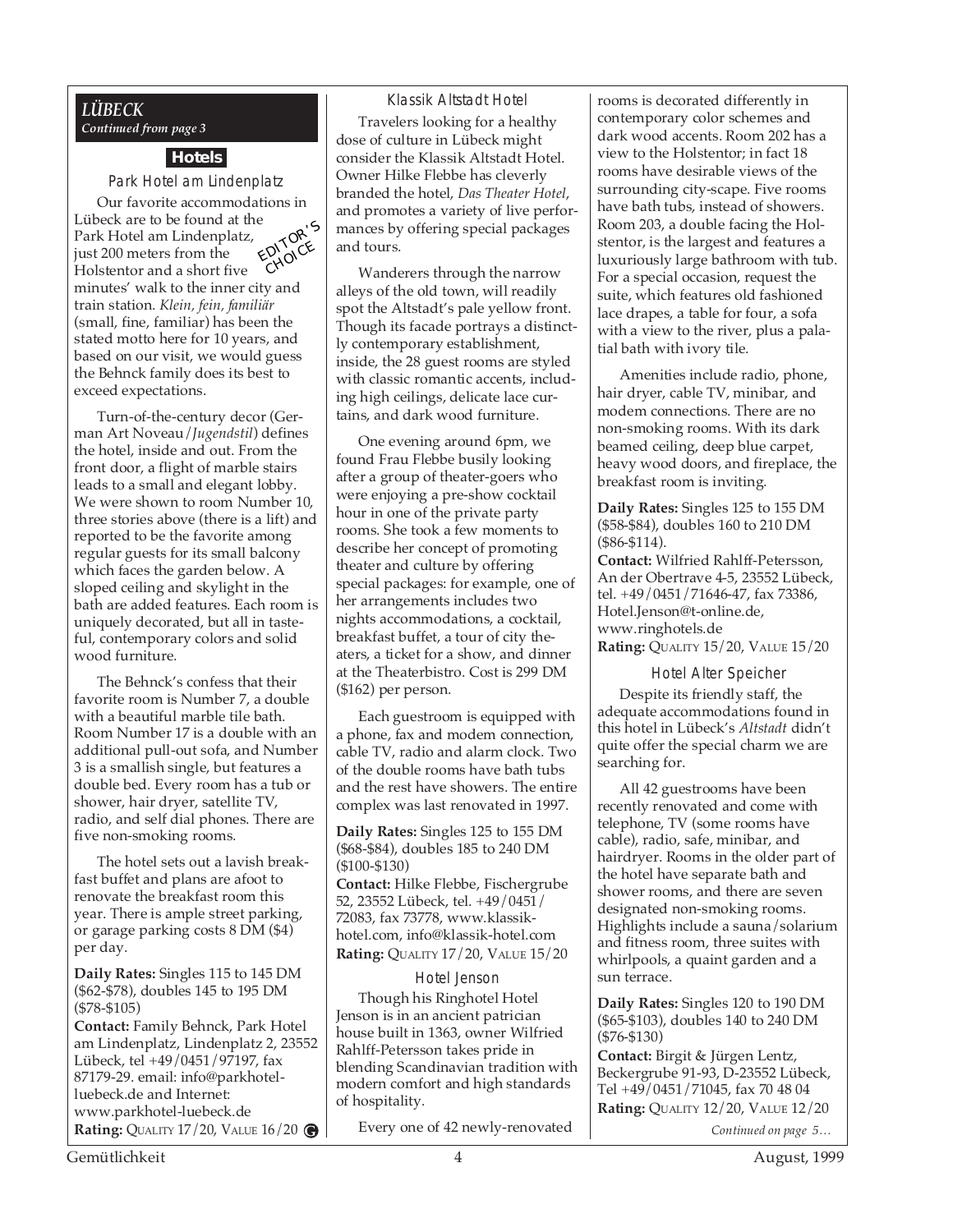## *LÜBECK*

*Continued from page 3*

### Hotels

#### Park Hotel am Lindenplatz

EDITOR'S CHOICE

Our favorite accommodations in Lübeck are to be found at the Park Hotel am Lindenplatz, just 200 meters from the Holstentor and a short five minutes' walk to the inner city and train station. *Klein, fein, familiär* (small, fine, familiar) has been the stated motto here for 10 years, and based on our visit, we would guess the Behnck family does its best to exceed expectations.

Turn-of-the-century decor (German Art Noveau/*Jugendstil*) defines the hotel, inside and out. From the front door, a flight of marble stairs leads to a small and elegant lobby. We were shown to room Number 10, three stories above (there is a lift) and reported to be the favorite among regular guests for its small balcony which faces the garden below. A sloped ceiling and skylight in the bath are added features. Each room is uniquely decorated, but all in tasteful, contemporary colors and solid wood furniture.

The Behnck's confess that their favorite room is Number 7, a double with a beautiful marble tile bath. Room Number 17 is a double with an additional pull-out sofa, and Number 3 is a smallish single, but features a double bed. Every room has a tub or shower, hair dryer, satellite TV, radio, and self dial phones. There are five non-smoking rooms.

The hotel sets out a lavish breakfast buffet and plans are afoot to renovate the breakfast room this year. There is ample street parking, or garage parking costs 8 DM ($4) per day.

**Daily Rates:** Singles 115 to 145 DM ($62-$78), doubles 145 to 195 DM ($78-$105)
**Contact:** Family Behnck, Park Hotel am Lindenplatz, Lindenplatz 2, 23552 Lübeck, tel +49/0451/97197, fax 87179-29. email: info@parkhotel-luebeck.de and Internet: www.parkhotel-luebeck.de
**Rating:** QUALITY 17/20, VALUE 16/20 G

#### Klassik Altstadt Hotel

Travelers looking for a healthy dose of culture in Lübeck might consider the Klassik Altstadt Hotel. Owner Hilke Flebbe has cleverly branded the hotel, *Das Theater Hotel*, and promotes a variety of live performances by offering special packages and tours.

Wanderers through the narrow alleys of the old town, will readily spot the Altstadt's pale yellow front. Though its facade portrays a distinctly contemporary establishment, inside, the 28 guest rooms are styled with classic romantic accents, including high ceilings, delicate lace curtains, and dark wood furniture.

One evening around 6pm, we found Frau Flebbe busily looking after a group of theater-goers who were enjoying a pre-show cocktail hour in one of the private party rooms. She took a few moments to describe her concept of promoting theater and culture by offering special packages: for example, one of her arrangements includes two nights accommodations, a cocktail, breakfast buffet, a tour of city theaters, a ticket for a show, and dinner at the Theaterbistro. Cost is 299 DM ($162) per person.

Each guestroom is equipped with a phone, fax and modem connection, cable TV, radio and alarm clock. Two of the double rooms have bath tubs and the rest have showers. The entire complex was last renovated in 1997.

**Daily Rates:** Singles 125 to 155 DM ($68-$84), doubles 185 to 240 DM ($100-$130)
**Contact:** Hilke Flebbe, Fischergrube 52, 23552 Lübeck, tel. +49/0451/72083, fax 73778, www.klassik-hotel.com, info@klassik-hotel.com
**Rating:** QUALITY 17/20, VALUE 15/20

#### Hotel Jenson

Though his Ringhotel Hotel Jenson is in an ancient patrician house built in 1363, owner Wilfried Rahlff-Petersson takes pride in blending Scandinavian tradition with modern comfort and high standards of hospitality.

Every one of 42 newly-renovated rooms is decorated differently in contemporary color schemes and dark wood accents. Room 202 has a view to the Holstentor; in fact 18 rooms have desirable views of the surrounding city-scape. Five rooms have bath tubs, instead of showers. Room 203, a double facing the Holstentor, is the largest and features a luxuriously large bathroom with tub. For a special occasion, request the suite, which features old fashioned lace drapes, a table for four, a sofa with a view to the river, plus a palatial bath with ivory tile.

Amenities include radio, phone, hair dryer, cable TV, minibar, and modem connections. There are no non-smoking rooms. With its dark beamed ceiling, deep blue carpet, heavy wood doors, and fireplace, the breakfast room is inviting.

**Daily Rates:** Singles 125 to 155 DM ($58-$84), doubles 160 to 210 DM ($86-$114).
**Contact:** Wilfried Rahlff-Petersson, An der Obertrave 4-5, 23552 Lübeck, tel. +49/0451/71646-47, fax 73386, Hotel.Jenson@t-online.de, www.ringhotels.de
**Rating:** QUALITY 15/20, VALUE 15/20

#### Hotel Alter Speicher

Despite its friendly staff, the adequate accommodations found in this hotel in Lübeck's *Altstadt* didn't quite offer the special charm we are searching for.

All 42 guestrooms have been recently renovated and come with telephone, TV (some rooms have cable), radio, safe, minibar, and hairdryer. Rooms in the older part of the hotel have separate bath and shower rooms, and there are seven designated non-smoking rooms. Highlights include a sauna/solarium and fitness room, three suites with whirlpools, a quaint garden and a sun terrace.

**Daily Rates:** Singles 120 to 190 DM ($65-$103), doubles 140 to 240 DM ($76-$130)
**Contact:** Birgit & Jürgen Lentz, Beckergrube 91-93, D-23552 Lübeck, Tel +49/0451/71045, fax 70 48 04
**Rating:** QUALITY 12/20, VALUE 12/20

*Continued on page 5…*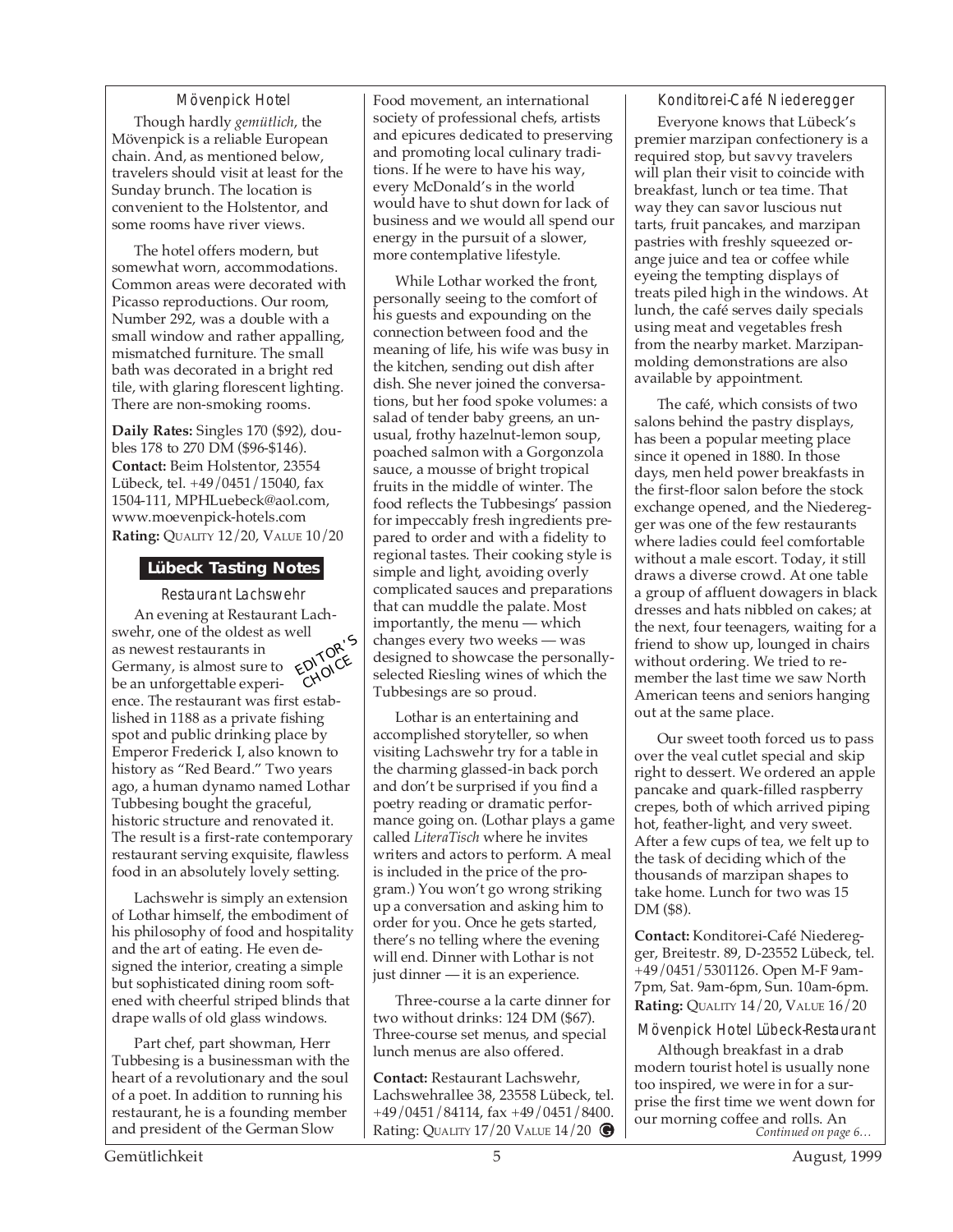### Mövenpick Hotel

Though hardly *gemütlich*, the Mövenpick is a reliable European chain. And, as mentioned below, travelers should visit at least for the Sunday brunch. The location is convenient to the Holstentor, and some rooms have river views.

The hotel offers modern, but somewhat worn, accommodations. Common areas were decorated with Picasso reproductions. Our room, Number 292, was a double with a small window and rather appalling, mismatched furniture. The small bath was decorated in a bright red tile, with glaring florescent lighting. There are non-smoking rooms.

**Daily Rates:** Singles 170 ($92), doubles 178 to 270 DM ($96-$146).
**Contact:** Beim Holstentor, 23554 Lübeck, tel. +49/0451/15040, fax 1504-111, MPHLuebeck@aol.com, www.moevenpick-hotels.com
**Rating:** QUALITY 12/20, VALUE 10/20

## Lübeck Tasting Notes

### Restaurant Lachswehr

EDITOR'S CHOICE

An evening at Restaurant Lachswehr, one of the oldest as well as newest restaurants in Germany, is almost sure to be an unforgettable experience. The restaurant was first established in 1188 as a private fishing spot and public drinking place by Emperor Frederick I, also known to history as "Red Beard." Two years ago, a human dynamo named Lothar Tubbesing bought the graceful, historic structure and renovated it. The result is a first-rate contemporary restaurant serving exquisite, flawless food in an absolutely lovely setting.

Lachswehr is simply an extension of Lothar himself, the embodiment of his philosophy of food and hospitality and the art of eating. He even designed the interior, creating a simple but sophisticated dining room softened with cheerful striped blinds that drape walls of old glass windows.

Part chef, part showman, Herr Tubbesing is a businessman with the heart of a revolutionary and the soul of a poet. In addition to running his restaurant, he is a founding member and president of the German Slow Food movement, an international society of professional chefs, artists and epicures dedicated to preserving and promoting local culinary traditions. If he were to have his way, every McDonald's in the world would have to shut down for lack of business and we would all spend our energy in the pursuit of a slower, more contemplative lifestyle.

While Lothar worked the front, personally seeing to the comfort of his guests and expounding on the connection between food and the meaning of life, his wife was busy in the kitchen, sending out dish after dish. She never joined the conversations, but her food spoke volumes: a salad of tender baby greens, an unusual, frothy hazelnut-lemon soup, poached salmon with a Gorgonzola sauce, a mousse of bright tropical fruits in the middle of winter. The food reflects the Tubbesings' passion for impeccably fresh ingredients prepared to order and with a fidelity to regional tastes. Their cooking style is simple and light, avoiding overly complicated sauces and preparations that can muddle the palate. Most importantly, the menu — which changes every two weeks — was designed to showcase the personally-selected Riesling wines of which the Tubbesings are so proud.

Lothar is an entertaining and accomplished storyteller, so when visiting Lachswehr try for a table in the charming glassed-in back porch and don't be surprised if you find a poetry reading or dramatic performance going on. (Lothar plays a game called *LiteraTisch* where he invites writers and actors to perform. A meal is included in the price of the program.) You won't go wrong striking up a conversation and asking him to order for you. Once he gets started, there's no telling where the evening will end. Dinner with Lothar is not just dinner — it is an experience.

Three-course a la carte dinner for two without drinks: 124 DM ($67). Three-course set menus, and special lunch menus are also offered.

**Contact:** Restaurant Lachswehr, Lachswehrallee 38, 23558 Lübeck, tel. +49/0451/84114, fax +49/0451/8400.
Rating: QUALITY 17/20 VALUE 14/20

### Konditorei-Café Niederegger

Everyone knows that Lübeck's premier marzipan confectionery is a required stop, but savvy travelers will plan their visit to coincide with breakfast, lunch or tea time. That way they can savor luscious nut tarts, fruit pancakes, and marzipan pastries with freshly squeezed orange juice and tea or coffee while eyeing the tempting displays of treats piled high in the windows. At lunch, the café serves daily specials using meat and vegetables fresh from the nearby market. Marzipan-molding demonstrations are also available by appointment.

The café, which consists of two salons behind the pastry displays, has been a popular meeting place since it opened in 1880. In those days, men held power breakfasts in the first-floor salon before the stock exchange opened, and the Niederegger was one of the few restaurants where ladies could feel comfortable without a male escort. Today, it still draws a diverse crowd. At one table a group of affluent dowagers in black dresses and hats nibbled on cakes; at the next, four teenagers, waiting for a friend to show up, lounged in chairs without ordering. We tried to remember the last time we saw North American teens and seniors hanging out at the same place.

Our sweet tooth forced us to pass over the veal cutlet special and skip right to dessert. We ordered an apple pancake and quark-filled raspberry crepes, both of which arrived piping hot, feather-light, and very sweet. After a few cups of tea, we felt up to the task of deciding which of the thousands of marzipan shapes to take home. Lunch for two was 15 DM ($8).

**Contact:** Konditorei-Café Niederegger, Breitestr. 89, D-23552 Lübeck, tel. +49/0451/5301126. Open M-F 9am-7pm, Sat. 9am-6pm, Sun. 10am-6pm.
**Rating:** QUALITY 14/20, VALUE 16/20

### Mövenpick Hotel Lübeck-Restaurant

Although breakfast in a drab modern tourist hotel is usually none too inspired, we were in for a surprise the first time we went down for our morning coffee and rolls. An

*Continued on page 6…*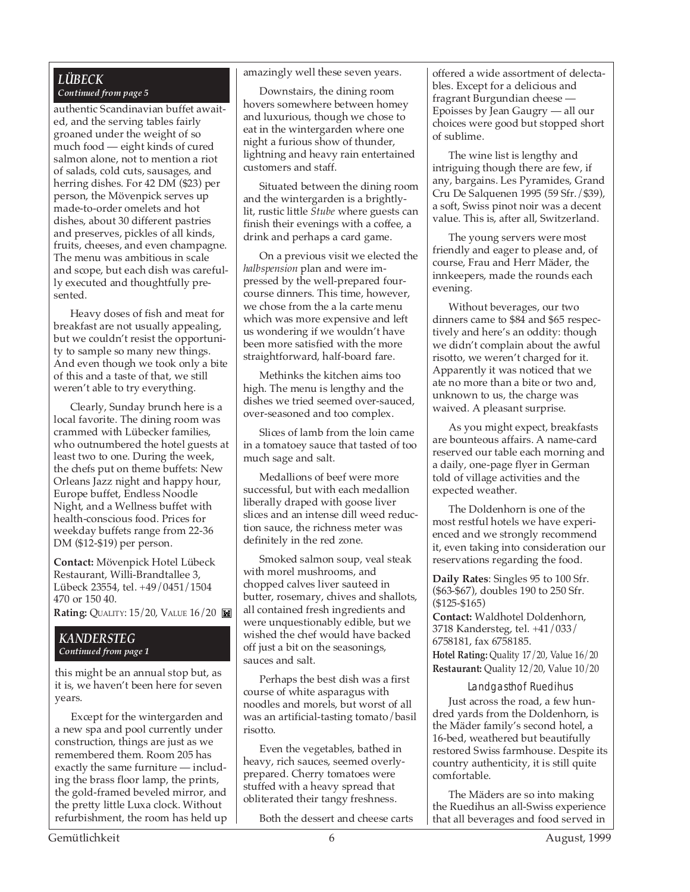## *LÜBECK*

***Continued from page 5***

authentic Scandinavian buffet awaited, and the serving tables fairly groaned under the weight of so much food — eight kinds of cured salmon alone, not to mention a riot of salads, cold cuts, sausages, and herring dishes. For 42 DM ($23) per person, the Mövenpick serves up made-to-order omelets and hot dishes, about 30 different pastries and preserves, pickles of all kinds, fruits, cheeses, and even champagne. The menu was ambitious in scale and scope, but each dish was carefully executed and thoughtfully presented.

Heavy doses of fish and meat for breakfast are not usually appealing, but we couldn't resist the opportunity to sample so many new things. And even though we took only a bite of this and a taste of that, we still weren't able to try everything.

Clearly, Sunday brunch here is a local favorite. The dining room was crammed with Lübecker families, who outnumbered the hotel guests at least two to one. During the week, the chefs put on theme buffets: New Orleans Jazz night and happy hour, Europe buffet, Endless Noodle Night, and a Wellness buffet with health-conscious food. Prices for weekday buffets range from 22-36 DM ($12-$19) per person.

**Contact:** Mövenpick Hotel Lübeck Restaurant, Willi-Brandtallee 3, Lübeck 23554, tel. +49/0451/1504 470 or 150 40.

**Rating:** QUALITY: 15/20, VALUE 16/20

## *KANDERSTEG*

***Continued from page 1***

this might be an annual stop but, as it is, we haven't been here for seven years.

Except for the wintergarden and a new spa and pool currently under construction, things are just as we remembered them. Room 205 has exactly the same furniture — including the brass floor lamp, the prints, the gold-framed beveled mirror, and the pretty little Luxa clock. Without refurbishment, the room has held up amazingly well these seven years.

Downstairs, the dining room hovers somewhere between homey and luxurious, though we chose to eat in the wintergarden where one night a furious show of thunder, lightning and heavy rain entertained customers and staff.

Situated between the dining room and the wintergarden is a brightly-lit, rustic little *Stube* where guests can finish their evenings with a coffee, a drink and perhaps a card game.

On a previous visit we elected the *halbspension* plan and were impressed by the well-prepared four-course dinners. This time, however, we chose from the a la carte menu which was more expensive and left us wondering if we wouldn't have been more satisfied with the more straightforward, half-board fare.

Methinks the kitchen aims too high. The menu is lengthy and the dishes we tried seemed over-sauced, over-seasoned and too complex.

Slices of lamb from the loin came in a tomatoey sauce that tasted of too much sage and salt.

Medallions of beef were more successful, but with each medallion liberally draped with goose liver slices and an intense dill weed reduction sauce, the richness meter was definitely in the red zone.

Smoked salmon soup, veal steak with morel mushrooms, and chopped calves liver sauteed in butter, rosemary, chives and shallots, all contained fresh ingredients and were unquestionably edible, but we wished the chef would have backed off just a bit on the seasonings, sauces and salt.

Perhaps the best dish was a first course of white asparagus with noodles and morels, but worst of all was an artificial-tasting tomato/basil risotto.

Even the vegetables, bathed in heavy, rich sauces, seemed overly-prepared. Cherry tomatoes were stuffed with a heavy spread that obliterated their tangy freshness.

Both the dessert and cheese carts offered a wide assortment of delectables. Except for a delicious and fragrant Burgundian cheese — Epoisses by Jean Gaugry — all our choices were good but stopped short of sublime.

The wine list is lengthy and intriguing though there are few, if any, bargains. Les Pyramides, Grand Cru De Salquenen 1995 (59 Sfr./$39), a soft, Swiss pinot noir was a decent value. This is, after all, Switzerland.

The young servers were most friendly and eager to please and, of course, Frau and Herr Mäder, the innkeepers, made the rounds each evening.

Without beverages, our two dinners came to $84 and $65 respectively and here's an oddity: though we didn't complain about the awful risotto, we weren't charged for it. Apparently it was noticed that we ate no more than a bite or two and, unknown to us, the charge was waived. A pleasant surprise.

As you might expect, breakfasts are bounteous affairs. A name-card reserved our table each morning and a daily, one-page flyer in German told of village activities and the expected weather.

The Doldenhorn is one of the most restful hotels we have experienced and we strongly recommend it, even taking into consideration our reservations regarding the food.

**Daily Rates**: Singles 95 to 100 Sfr. ($63-$67), doubles 190 to 250 Sfr. ($125-$165)

**Contact:** Waldhotel Doldenhorn, 3718 Kandersteg, tel. +41/033/6758181, fax 6758185.

**Hotel Rating:** Quality 17/20, Value 16/20

**Restaurant:** Quality 12/20, Value 10/20

### Landgasthof Ruedihus

Just across the road, a few hundred yards from the Doldenhorn, is the Mäder family's second hotel, a 16-bed, weathered but beautifully restored Swiss farmhouse. Despite its country authenticity, it is still quite comfortable.

The Mäders are so into making the Ruedihus an all-Swiss experience that all beverages and food served in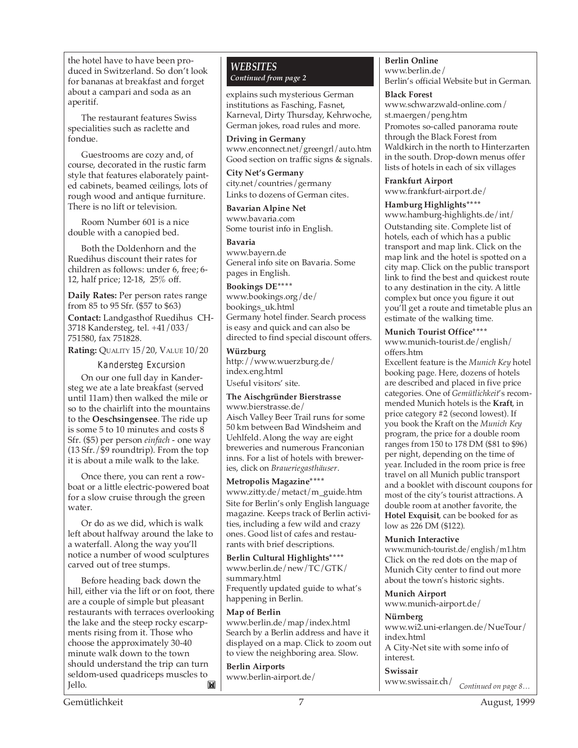the hotel have to have been produced in Switzerland. So don't look for bananas at breakfast and forget about a campari and soda as an aperitif.

The restaurant features Swiss specialities such as raclette and fondue.

Guestrooms are cozy and, of course, decorated in the rustic farm style that features elaborately painted cabinets, beamed ceilings, lots of rough wood and antique furniture. There is no lift or television.

Room Number 601 is a nice double with a canopied bed.

Both the Doldenhorn and the Ruedihus discount their rates for children as follows: under 6, free; 6-12, half price; 12-18, 25% off.

**Daily Rates:** Per person rates range from 85 to 95 Sfr. ($57 to $63)

**Contact:** Landgasthof Ruedihus CH-3718 Kandersteg, tel. +41/033/751580, fax 751828.

**Rating:** QUALITY 15/20, VALUE 10/20

### Kandersteg Excursion

On our one full day in Kandersteg we ate a late breakfast (served until 11am) then walked the mile or so to the chairlift into the mountains to the **Oeschsingensee**. The ride up is some 5 to 10 minutes and costs 8 Sfr. ($5) per person *einfach* - one way (13 Sfr./$9 roundtrip). From the top it is about a mile walk to the lake.

Once there, you can rent a rowboat or a little electric-powered boat for a slow cruise through the green water.

Or do as we did, which is walk left about halfway around the lake to a waterfall. Along the way you'll notice a number of wood sculptures carved out of tree stumps.

Before heading back down the hill, either via the lift or on foot, there are a couple of simple but pleasant restaurants with terraces overlooking the lake and the steep rocky escarpments rising from it. Those who choose the approximately 30-40 minute walk down to the town should understand the trip can turn seldom-used quadriceps muscles to Jello.

## *WEBSITES*

*Continued from page 2*

explains such mysterious German institutions as Fasching, Fasnet, Karneval, Dirty Thursday, Kehrwoche, German jokes, road rules and more.

**Driving in Germany**
www.enconnect.net/greengrl/auto.htm
Good section on traffic signs & signals.

**City Net's Germany**
city.net/countries/germany
Links to dozens of German cites.

**Bavarian Alpine Net**
www.bavaria.com
Some tourist info in English.

**Bavaria**
www.bayern.de
General info site on Bavaria. Some pages in English.

**Bookings DE\*\*\*\***
www.bookings.org/de/bookings_uk.html
Germany hotel finder. Search process is easy and quick and can also be directed to find special discount offers.

**Würzburg**
http://www.wuerzburg.de/index.eng.html
Useful visitors' site.

**The Aischgründer Bierstrasse**
www.bierstrasse.de/
Aisch Valley Beer Trail runs for some 50 km between Bad Windsheim and Uehlfeld. Along the way are eight breweries and numerous Franconian inns. For a list of hotels with breweries, click on *Braueriegasthäuser*.

**Metropolis Magazine\*\*\*\***
www.zitty.de/metact/m_guide.htm
Site for Berlin's only English language magazine. Keeps track of Berlin activities, including a few wild and crazy ones. Good list of cafes and restaurants with brief descriptions.

**Berlin Cultural Highlights\*\*\*\***
www.berlin.de/new/TC/GTK/summary.html
Frequently updated guide to what's happening in Berlin.

**Map of Berlin**
www.berlin.de/map/index.html
Search by a Berlin address and have it displayed on a map. Click to zoom out to view the neighboring area. Slow.

**Berlin Airports**
www.berlin-airport.de/

**Berlin Online**
www.berlin.de/
Berlin's official Website but in German.

**Black Forest**
www.schwarzwald-online.com/st.maergen/peng.htm
Promotes so-called panorama route through the Black Forest from Waldkirch in the north to Hinterzarten in the south. Drop-down menus offer lists of hotels in each of six villages

**Frankfurt Airport**
www.frankfurt-airport.de/

**Hamburg Highlights\*\*\*\***
www.hamburg-highlights.de/int/
Outstanding site. Complete list of hotels, each of which has a public transport and map link. Click on the map link and the hotel is spotted on a city map. Click on the public transport link to find the best and quickest route to any destination in the city. A little complex but once you figure it out you'll get a route and timetable plus an estimate of the walking time.

**Munich Tourist Office\*\*\*\***
www.munich-tourist.de/english/offers.htm
Excellent feature is the *Munich Key* hotel booking page. Here, dozens of hotels are described and placed in five price categories. One of *Gemütlichkeit*'s recommended Munich hotels is the **Kraft**, in price category #2 (second lowest). If you book the Kraft on the *Munich Key* program, the price for a double room ranges from 150 to 178 DM ($81 to $96) per night, depending on the time of year. Included in the room price is free travel on all Munich public transport and a booklet with discount coupons for most of the city's tourist attractions. A double room at another favorite, the **Hotel Exquisit**, can be booked for as low as 226 DM ($122).

**Munich Interactive**
www.munich-tourist.de/english/m1.htm
Click on the red dots on the map of Munich City center to find out more about the town's historic sights.

**Munich Airport**
www.munich-airport.de/

**Nürnberg**
www.wi2.uni-erlangen.de/NueTour/index.html
A City-Net site with some info of interest.

**Swissair**
www.swissair.ch/

*Continued on page 8…*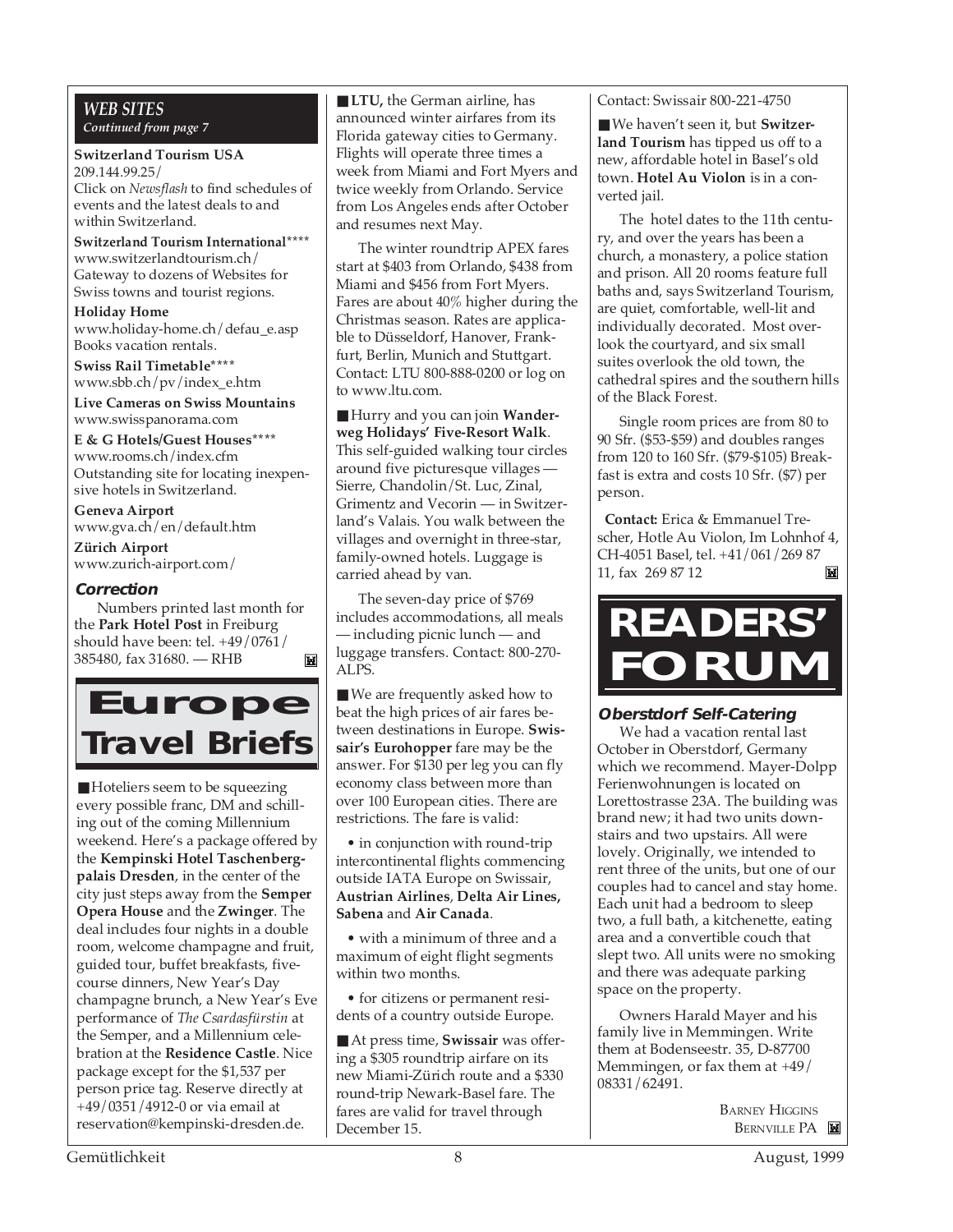## *WEB SITES*
*Continued from page 7*

**Switzerland Tourism USA**
209.144.99.25/
Click on *Newsflash* to find schedules of events and the latest deals to and within Switzerland.

**Switzerland Tourism International******
www.switzerlandtourism.ch/
Gateway to dozens of Websites for Swiss towns and tourist regions.

**Holiday Home**
www.holiday-home.ch/defau_e.asp
Books vacation rentals.

**Swiss Rail Timetable******
www.sbb.ch/pv/index_e.htm

**Live Cameras on Swiss Mountains**
www.swisspanorama.com

**E & G Hotels/Guest Houses******
www.rooms.ch/index.cfm
Outstanding site for locating inexpensive hotels in Switzerland.

**Geneva Airport**
www.gva.ch/en/default.htm

**Zürich Airport**
www.zurich-airport.com/

### *Correction*

Numbers printed last month for the **Park Hotel Post** in Freiburg should have been: tel. +49/0761/ 385480, fax 31680. — RHB

# Europe Travel Briefs

■ Hoteliers seem to be squeezing every possible franc, DM and schilling out of the coming Millennium weekend. Here's a package offered by the **Kempinski Hotel Taschenbergpalais Dresden**, in the center of the city just steps away from the **Semper Opera House** and the **Zwinger**. The deal includes four nights in a double room, welcome champagne and fruit, guided tour, buffet breakfasts, five-course dinners, New Year's Day champagne brunch, a New Year's Eve performance of *The Csardasfürstin* at the Semper, and a Millennium celebration at the **Residence Castle**. Nice package except for the $1,537 per person price tag. Reserve directly at +49/0351/4912-0 or via email at reservation@kempinski-dresden.de.

■ **LTU,** the German airline, has announced winter airfares from its Florida gateway cities to Germany. Flights will operate three times a week from Miami and Fort Myers and twice weekly from Orlando. Service from Los Angeles ends after October and resumes next May.

The winter roundtrip APEX fares start at $403 from Orlando, $438 from Miami and $456 from Fort Myers. Fares are about 40% higher during the Christmas season. Rates are applicable to Düsseldorf, Hanover, Frankfurt, Berlin, Munich and Stuttgart. Contact: LTU 800-888-0200 or log on to www.ltu.com.

■ Hurry and you can join **Wanderweg Holidays' Five-Resort Walk**. This self-guided walking tour circles around five picturesque villages — Sierre, Chandolin/St. Luc, Zinal, Grimentz and Vecorin — in Switzerland's Valais. You walk between the villages and overnight in three-star, family-owned hotels. Luggage is carried ahead by van.

The seven-day price of $769 includes accommodations, all meals — including picnic lunch — and luggage transfers. Contact: 800-270-ALPS.

■ We are frequently asked how to beat the high prices of air fares between destinations in Europe. **Swissair's Eurohopper** fare may be the answer. For $130 per leg you can fly economy class between more than over 100 European cities. There are restrictions. The fare is valid:

- in conjunction with round-trip intercontinental flights commencing outside IATA Europe on Swissair, **Austrian Airlines**, **Delta Air Lines, Sabena** and **Air Canada**.
- with a minimum of three and a maximum of eight flight segments within two months.
- for citizens or permanent residents of a country outside Europe.

■ At press time, **Swissair** was offering a $305 roundtrip airfare on its new Miami-Zürich route and a $330 round-trip Newark-Basel fare. The fares are valid for travel through December 15.

Contact: Swissair 800-221-4750

■ We haven't seen it, but **Switzerland Tourism** has tipped us off to a new, affordable hotel in Basel's old town. **Hotel Au Violon** is in a converted jail.

The hotel dates to the 11th century, and over the years has been a church, a monastery, a police station and prison. All 20 rooms feature full baths and, says Switzerland Tourism, are quiet, comfortable, well-lit and individually decorated. Most overlook the courtyard, and six small suites overlook the old town, the cathedral spires and the southern hills of the Black Forest.

Single room prices are from 80 to 90 Sfr. ($53-$59) and doubles ranges from 120 to 160 Sfr. ($79-$105) Breakfast is extra and costs 10 Sfr. ($7) per person.

**Contact:** Erica & Emmanuel Trescher, Hotle Au Violon, Im Lohnhof 4, CH-4051 Basel, tel. +41/061/269 87 11, fax 269 87 12

# READERS' FORUM

### *Oberstdorf Self-Catering*

We had a vacation rental last October in Oberstdorf, Germany which we recommend. Mayer-Dolpp Ferienwohnungen is located on Lorettostrasse 23A. The building was brand new; it had two units downstairs and two upstairs. All were lovely. Originally, we intended to rent three of the units, but one of our couples had to cancel and stay home. Each unit had a bedroom to sleep two, a full bath, a kitchenette, eating area and a convertible couch that slept two. All units were no smoking and there was adequate parking space on the property.

Owners Harald Mayer and his family live in Memmingen. Write them at Bodenseestr. 35, D-87700 Memmingen, or fax them at +49/ 08331/62491.

Barney Higgins
Bernville PA